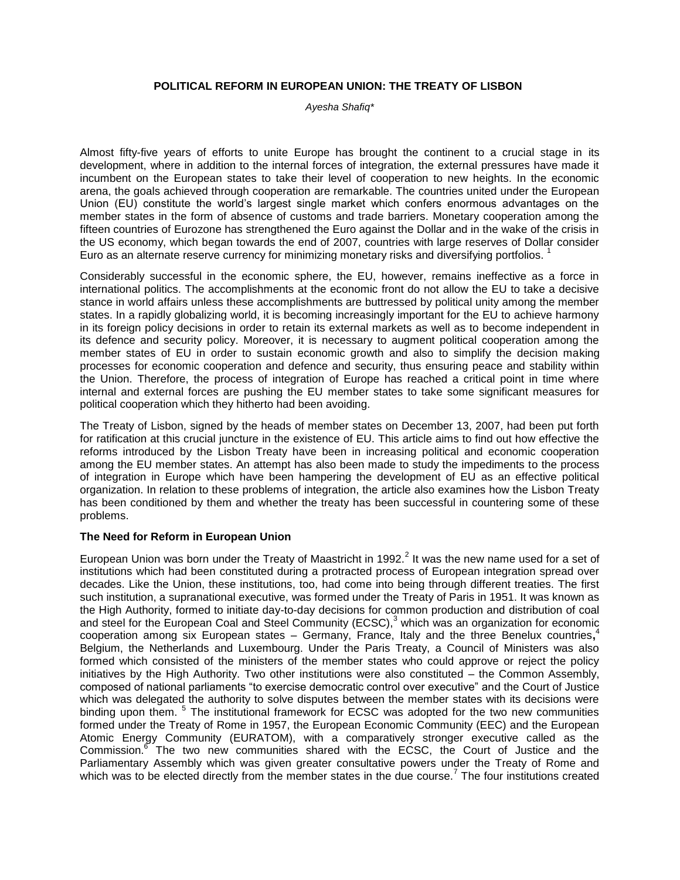# POLITICAL REFORM IN EUROPEAN UNION: THE TREATY OF LISBON

*Ayesha Shafiq\**

Almost fifty-five years of efforts to unite Europe has brought the continent to a crucial stage in its development, where in addition to the internal forces of integration, the external pressures have made it incumbent on the European states to take their level of cooperation to new heights. In the economic arena, the goals achieved through cooperation are remarkable. The countries united under the European Union (EU) constitute the world's largest single market which confers enormous advantages on the member states in the form of absence of customs and trade barriers. Monetary cooperation among the fifteen countries of Eurozone has strengthened the Euro against the Dollar and in the wake of the crisis in the US economy, which began towards the end of 2007, countries with large reserves of Dollar consider Euro as an alternate reserve currency for minimizing monetary risks and diversifying portfolios. [1]

Considerably successful in the economic sphere, the EU, however, remains ineffective as a force in international politics. The accomplishments at the economic front do not allow the EU to take a decisive stance in world affairs unless these accomplishments are buttressed by political unity among the member states. In a rapidly globalizing world, it is becoming increasingly important for the EU to achieve harmony in its foreign policy decisions in order to retain its external markets as well as to become independent in its defence and security policy. Moreover, it is necessary to augment political cooperation among the member states of EU in order to sustain economic growth and also to simplify the decision making processes for economic cooperation and defence and security, thus ensuring peace and stability within the Union. Therefore, the process of integration of Europe has reached a critical point in time where internal and external forces are pushing the EU member states to take some significant measures for political cooperation which they hitherto had been avoiding.

The Treaty of Lisbon, signed by the heads of member states on December 13, 2007, had been put forth for ratification at this crucial juncture in the existence of EU. This article aims to find out how effective the reforms introduced by the Lisbon Treaty have been in increasing political and economic cooperation among the EU member states. An attempt has also been made to study the impediments to the process of integration in Europe which have been hampering the development of EU as an effective political organization. In relation to these problems of integration, the article also examines how the Lisbon Treaty has been conditioned by them and whether the treaty has been successful in countering some of these problems.

## The Need for Reform in European Union

European Union was born under the Treaty of Maastricht in 1992.[2] It was the new name used for a set of institutions which had been constituted during a protracted process of European integration spread over decades. Like the Union, these institutions, too, had come into being through different treaties. The first such institution, a supranational executive, was formed under the Treaty of Paris in 1951. It was known as the High Authority, formed to initiate day-to-day decisions for common production and distribution of coal and steel for the European Coal and Steel Community (ECSC),[3] which was an organization for economic cooperation among six European states – Germany, France, Italy and the three Benelux countries,[4] Belgium, the Netherlands and Luxembourg. Under the Paris Treaty, a Council of Ministers was also formed which consisted of the ministers of the member states who could approve or reject the policy initiatives by the High Authority. Two other institutions were also constituted – the Common Assembly, composed of national parliaments "to exercise democratic control over executive" and the Court of Justice which was delegated the authority to solve disputes between the member states with its decisions were binding upon them. [5] The institutional framework for ECSC was adopted for the two new communities formed under the Treaty of Rome in 1957, the European Economic Community (EEC) and the European Atomic Energy Community (EURATOM), with a comparatively stronger executive called as the Commission.[6] The two new communities shared with the ECSC, the Court of Justice and the Parliamentary Assembly which was given greater consultative powers under the Treaty of Rome and which was to be elected directly from the member states in the due course.[7] The four institutions created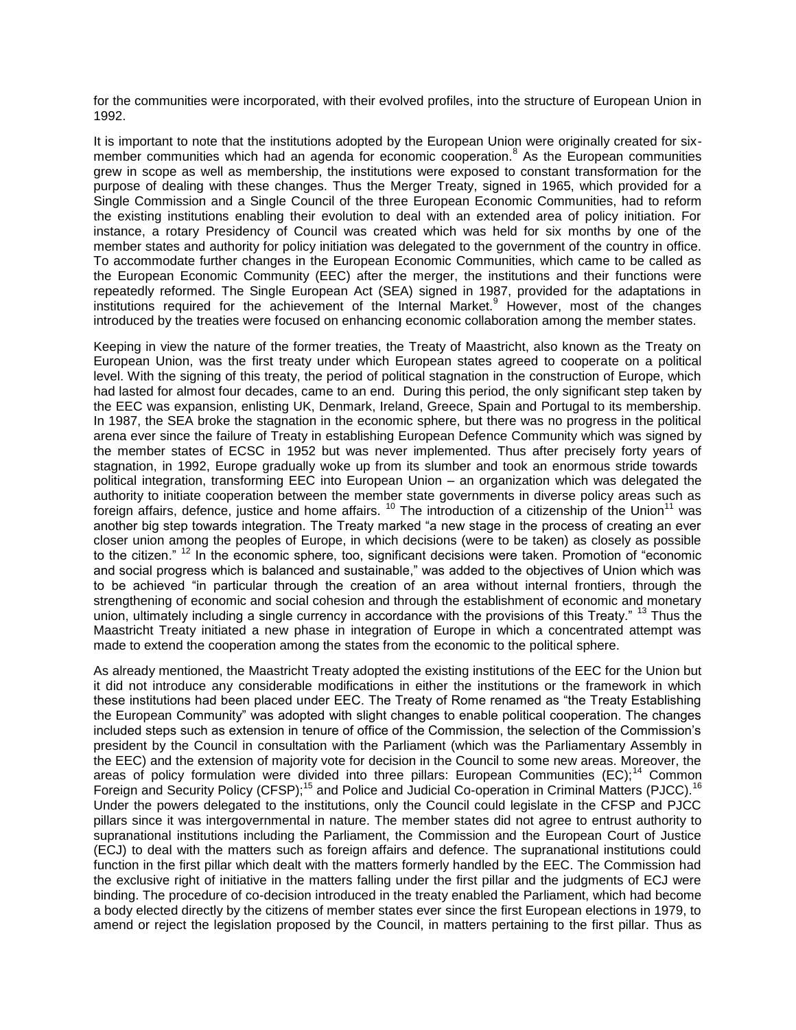for the communities were incorporated, with their evolved profiles, into the structure of European Union in 1992.

It is important to note that the institutions adopted by the European Union were originally created for six-member communities which had an agenda for economic cooperation.[8] As the European communities grew in scope as well as membership, the institutions were exposed to constant transformation for the purpose of dealing with these changes. Thus the Merger Treaty, signed in 1965, which provided for a Single Commission and a Single Council of the three European Economic Communities, had to reform the existing institutions enabling their evolution to deal with an extended area of policy initiation. For instance, a rotary Presidency of Council was created which was held for six months by one of the member states and authority for policy initiation was delegated to the government of the country in office. To accommodate further changes in the European Economic Communities, which came to be called as the European Economic Community (EEC) after the merger, the institutions and their functions were repeatedly reformed. The Single European Act (SEA) signed in 1987, provided for the adaptations in institutions required for the achievement of the Internal Market.[9] However, most of the changes introduced by the treaties were focused on enhancing economic collaboration among the member states.

Keeping in view the nature of the former treaties, the Treaty of Maastricht, also known as the Treaty on European Union, was the first treaty under which European states agreed to cooperate on a political level. With the signing of this treaty, the period of political stagnation in the construction of Europe, which had lasted for almost four decades, came to an end. During this period, the only significant step taken by the EEC was expansion, enlisting UK, Denmark, Ireland, Greece, Spain and Portugal to its membership. In 1987, the SEA broke the stagnation in the economic sphere, but there was no progress in the political arena ever since the failure of Treaty in establishing European Defence Community which was signed by the member states of ECSC in 1952 but was never implemented. Thus after precisely forty years of stagnation, in 1992, Europe gradually woke up from its slumber and took an enormous stride towards political integration, transforming EEC into European Union – an organization which was delegated the authority to initiate cooperation between the member state governments in diverse policy areas such as foreign affairs, defence, justice and home affairs.[10] The introduction of a citizenship of the Union[11] was another big step towards integration. The Treaty marked "a new stage in the process of creating an ever closer union among the peoples of Europe, in which decisions (were to be taken) as closely as possible to the citizen."[12] In the economic sphere, too, significant decisions were taken. Promotion of "economic and social progress which is balanced and sustainable," was added to the objectives of Union which was to be achieved "in particular through the creation of an area without internal frontiers, through the strengthening of economic and social cohesion and through the establishment of economic and monetary union, ultimately including a single currency in accordance with the provisions of this Treaty."[13] Thus the Maastricht Treaty initiated a new phase in integration of Europe in which a concentrated attempt was made to extend the cooperation among the states from the economic to the political sphere.

As already mentioned, the Maastricht Treaty adopted the existing institutions of the EEC for the Union but it did not introduce any considerable modifications in either the institutions or the framework in which these institutions had been placed under EEC. The Treaty of Rome renamed as "the Treaty Establishing the European Community" was adopted with slight changes to enable political cooperation. The changes included steps such as extension in tenure of office of the Commission, the selection of the Commission's president by the Council in consultation with the Parliament (which was the Parliamentary Assembly in the EEC) and the extension of majority vote for decision in the Council to some new areas. Moreover, the areas of policy formulation were divided into three pillars: European Communities (EC);[14] Common Foreign and Security Policy (CFSP);[15] and Police and Judicial Co-operation in Criminal Matters (PJCC).[16] Under the powers delegated to the institutions, only the Council could legislate in the CFSP and PJCC pillars since it was intergovernmental in nature. The member states did not agree to entrust authority to supranational institutions including the Parliament, the Commission and the European Court of Justice (ECJ) to deal with the matters such as foreign affairs and defence. The supranational institutions could function in the first pillar which dealt with the matters formerly handled by the EEC. The Commission had the exclusive right of initiative in the matters falling under the first pillar and the judgments of ECJ were binding. The procedure of co-decision introduced in the treaty enabled the Parliament, which had become a body elected directly by the citizens of member states ever since the first European elections in 1979, to amend or reject the legislation proposed by the Council, in matters pertaining to the first pillar. Thus as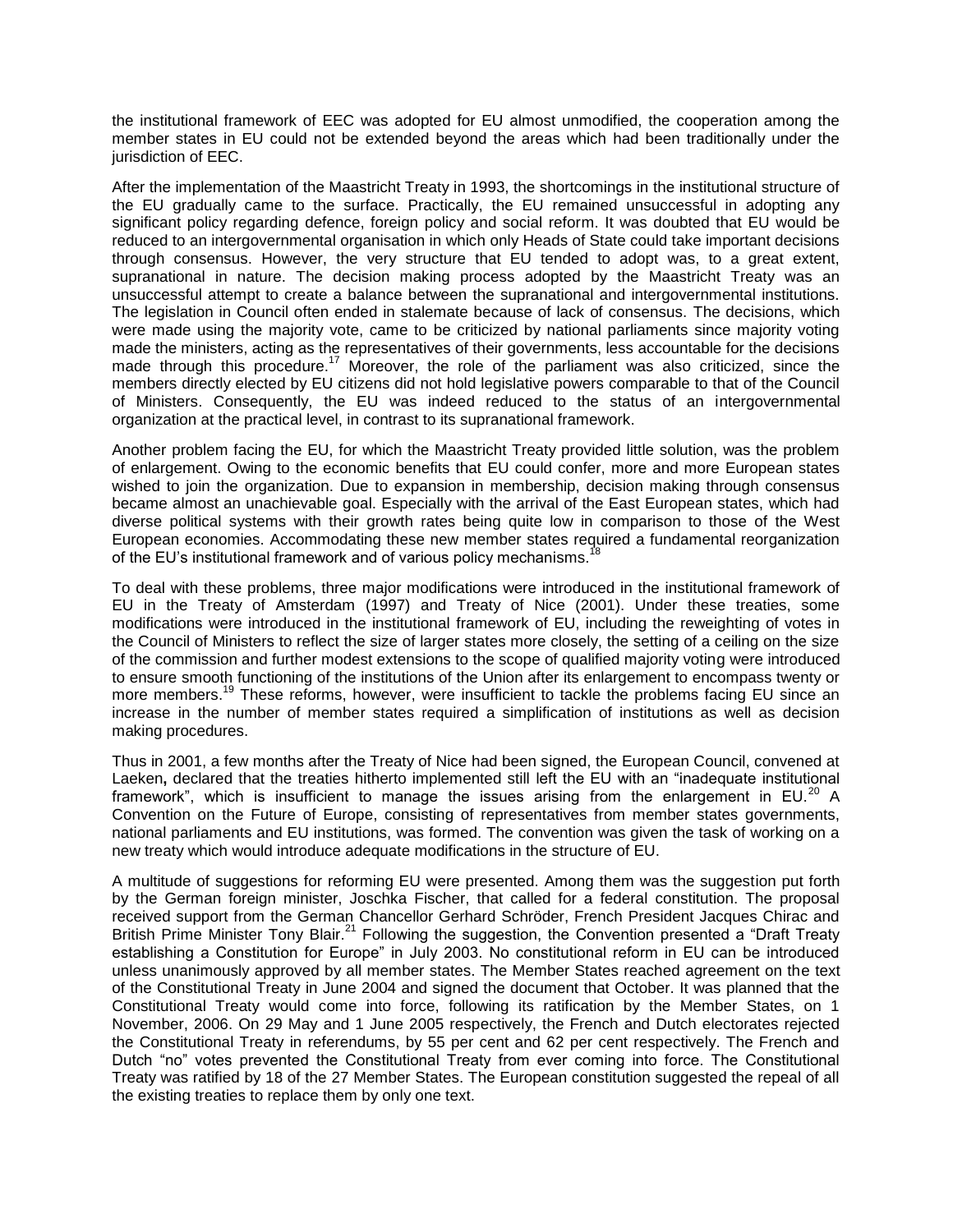the institutional framework of EEC was adopted for EU almost unmodified, the cooperation among the member states in EU could not be extended beyond the areas which had been traditionally under the jurisdiction of EEC.

After the implementation of the Maastricht Treaty in 1993, the shortcomings in the institutional structure of the EU gradually came to the surface. Practically, the EU remained unsuccessful in adopting any significant policy regarding defence, foreign policy and social reform. It was doubted that EU would be reduced to an intergovernmental organisation in which only Heads of State could take important decisions through consensus. However, the very structure that EU tended to adopt was, to a great extent, supranational in nature. The decision making process adopted by the Maastricht Treaty was an unsuccessful attempt to create a balance between the supranational and intergovernmental institutions. The legislation in Council often ended in stalemate because of lack of consensus. The decisions, which were made using the majority vote, came to be criticized by national parliaments since majority voting made the ministers, acting as the representatives of their governments, less accountable for the decisions made through this procedure.[17] Moreover, the role of the parliament was also criticized, since the members directly elected by EU citizens did not hold legislative powers comparable to that of the Council of Ministers. Consequently, the EU was indeed reduced to the status of an intergovernmental organization at the practical level, in contrast to its supranational framework.

Another problem facing the EU, for which the Maastricht Treaty provided little solution, was the problem of enlargement. Owing to the economic benefits that EU could confer, more and more European states wished to join the organization. Due to expansion in membership, decision making through consensus became almost an unachievable goal. Especially with the arrival of the East European states, which had diverse political systems with their growth rates being quite low in comparison to those of the West European economies. Accommodating these new member states required a fundamental reorganization of the EU's institutional framework and of various policy mechanisms.[18]

To deal with these problems, three major modifications were introduced in the institutional framework of EU in the Treaty of Amsterdam (1997) and Treaty of Nice (2001). Under these treaties, some modifications were introduced in the institutional framework of EU, including the reweighting of votes in the Council of Ministers to reflect the size of larger states more closely, the setting of a ceiling on the size of the commission and further modest extensions to the scope of qualified majority voting were introduced to ensure smooth functioning of the institutions of the Union after its enlargement to encompass twenty or more members.[19] These reforms, however, were insufficient to tackle the problems facing EU since an increase in the number of member states required a simplification of institutions as well as decision making procedures.

Thus in 2001, a few months after the Treaty of Nice had been signed, the European Council, convened at Laeken**,** declared that the treaties hitherto implemented still left the EU with an "inadequate institutional framework", which is insufficient to manage the issues arising from the enlargement in EU.[20] A Convention on the Future of Europe, consisting of representatives from member states governments, national parliaments and EU institutions, was formed. The convention was given the task of working on a new treaty which would introduce adequate modifications in the structure of EU.

A multitude of suggestions for reforming EU were presented. Among them was the suggestion put forth by the German foreign minister, Joschka Fischer, that called for a federal constitution. The proposal received support from the German Chancellor Gerhard Schröder, French President Jacques Chirac and British Prime Minister Tony Blair.[21] Following the suggestion, the Convention presented a "Draft Treaty establishing a Constitution for Europe" in July 2003. No constitutional reform in EU can be introduced unless unanimously approved by all member states. The Member States reached agreement on the text of the Constitutional Treaty in June 2004 and signed the document that October. It was planned that the Constitutional Treaty would come into force, following its ratification by the Member States, on 1 November, 2006. On 29 May and 1 June 2005 respectively, the French and Dutch electorates rejected the Constitutional Treaty in referendums, by 55 per cent and 62 per cent respectively. The French and Dutch "no" votes prevented the Constitutional Treaty from ever coming into force. The Constitutional Treaty was ratified by 18 of the 27 Member States. The European constitution suggested the repeal of all the existing treaties to replace them by only one text.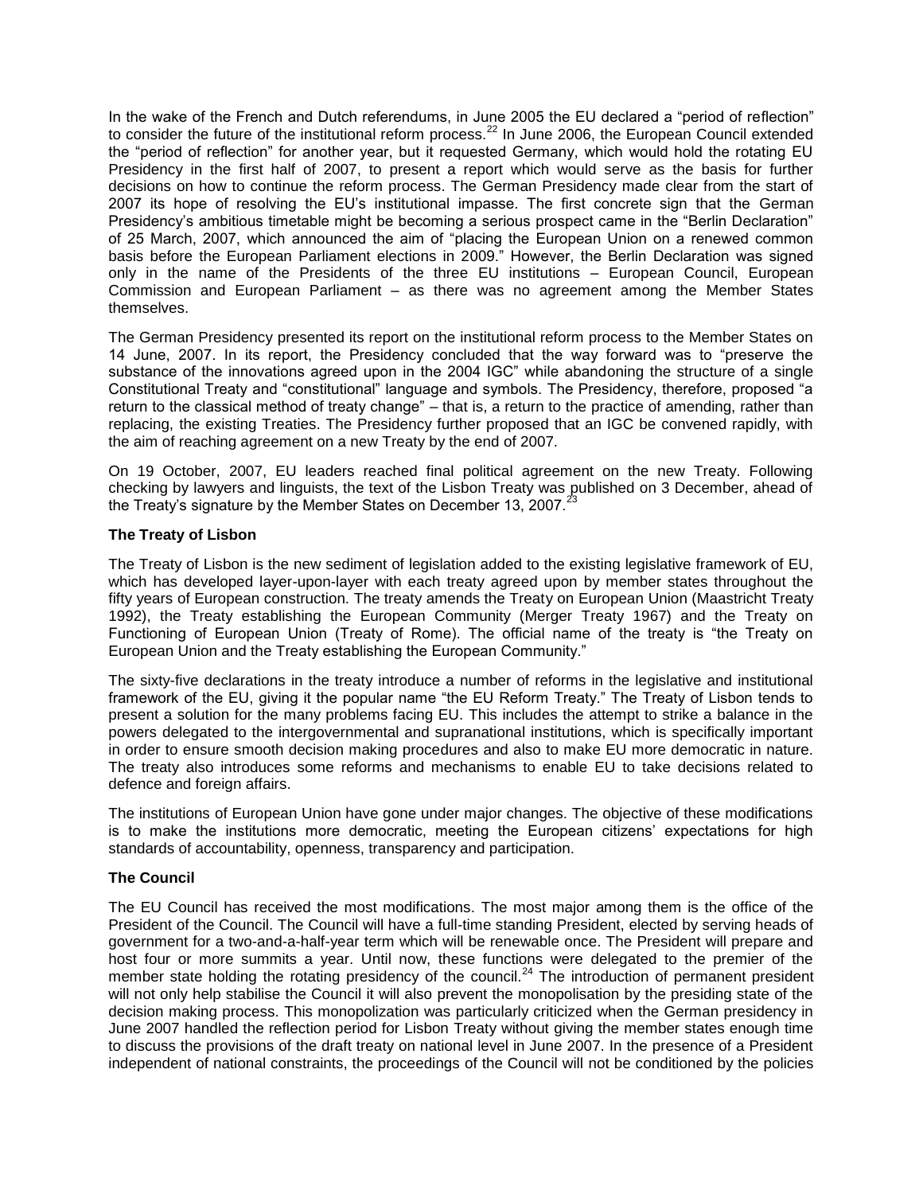In the wake of the French and Dutch referendums, in June 2005 the EU declared a "period of reflection" to consider the future of the institutional reform process.[22] In June 2006, the European Council extended the "period of reflection" for another year, but it requested Germany, which would hold the rotating EU Presidency in the first half of 2007, to present a report which would serve as the basis for further decisions on how to continue the reform process. The German Presidency made clear from the start of 2007 its hope of resolving the EU's institutional impasse. The first concrete sign that the German Presidency's ambitious timetable might be becoming a serious prospect came in the "Berlin Declaration" of 25 March, 2007, which announced the aim of "placing the European Union on a renewed common basis before the European Parliament elections in 2009." However, the Berlin Declaration was signed only in the name of the Presidents of the three EU institutions – European Council, European Commission and European Parliament – as there was no agreement among the Member States themselves.

The German Presidency presented its report on the institutional reform process to the Member States on 14 June, 2007. In its report, the Presidency concluded that the way forward was to "preserve the substance of the innovations agreed upon in the 2004 IGC" while abandoning the structure of a single Constitutional Treaty and "constitutional" language and symbols. The Presidency, therefore, proposed "a return to the classical method of treaty change" – that is, a return to the practice of amending, rather than replacing, the existing Treaties. The Presidency further proposed that an IGC be convened rapidly, with the aim of reaching agreement on a new Treaty by the end of 2007.

On 19 October, 2007, EU leaders reached final political agreement on the new Treaty. Following checking by lawyers and linguists, the text of the Lisbon Treaty was published on 3 December, ahead of the Treaty's signature by the Member States on December 13, 2007.[23]

**The Treaty of Lisbon**

The Treaty of Lisbon is the new sediment of legislation added to the existing legislative framework of EU, which has developed layer-upon-layer with each treaty agreed upon by member states throughout the fifty years of European construction. The treaty amends the Treaty on European Union (Maastricht Treaty 1992), the Treaty establishing the European Community (Merger Treaty 1967) and the Treaty on Functioning of European Union (Treaty of Rome). The official name of the treaty is "the Treaty on European Union and the Treaty establishing the European Community."

The sixty-five declarations in the treaty introduce a number of reforms in the legislative and institutional framework of the EU, giving it the popular name "the EU Reform Treaty." The Treaty of Lisbon tends to present a solution for the many problems facing EU. This includes the attempt to strike a balance in the powers delegated to the intergovernmental and supranational institutions, which is specifically important in order to ensure smooth decision making procedures and also to make EU more democratic in nature. The treaty also introduces some reforms and mechanisms to enable EU to take decisions related to defence and foreign affairs.

The institutions of European Union have gone under major changes. The objective of these modifications is to make the institutions more democratic, meeting the European citizens' expectations for high standards of accountability, openness, transparency and participation.

**The Council**

The EU Council has received the most modifications. The most major among them is the office of the President of the Council. The Council will have a full-time standing President, elected by serving heads of government for a two-and-a-half-year term which will be renewable once. The President will prepare and host four or more summits a year. Until now, these functions were delegated to the premier of the member state holding the rotating presidency of the council.[24] The introduction of permanent president will not only help stabilise the Council it will also prevent the monopolisation by the presiding state of the decision making process. This monopolization was particularly criticized when the German presidency in June 2007 handled the reflection period for Lisbon Treaty without giving the member states enough time to discuss the provisions of the draft treaty on national level in June 2007. In the presence of a President independent of national constraints, the proceedings of the Council will not be conditioned by the policies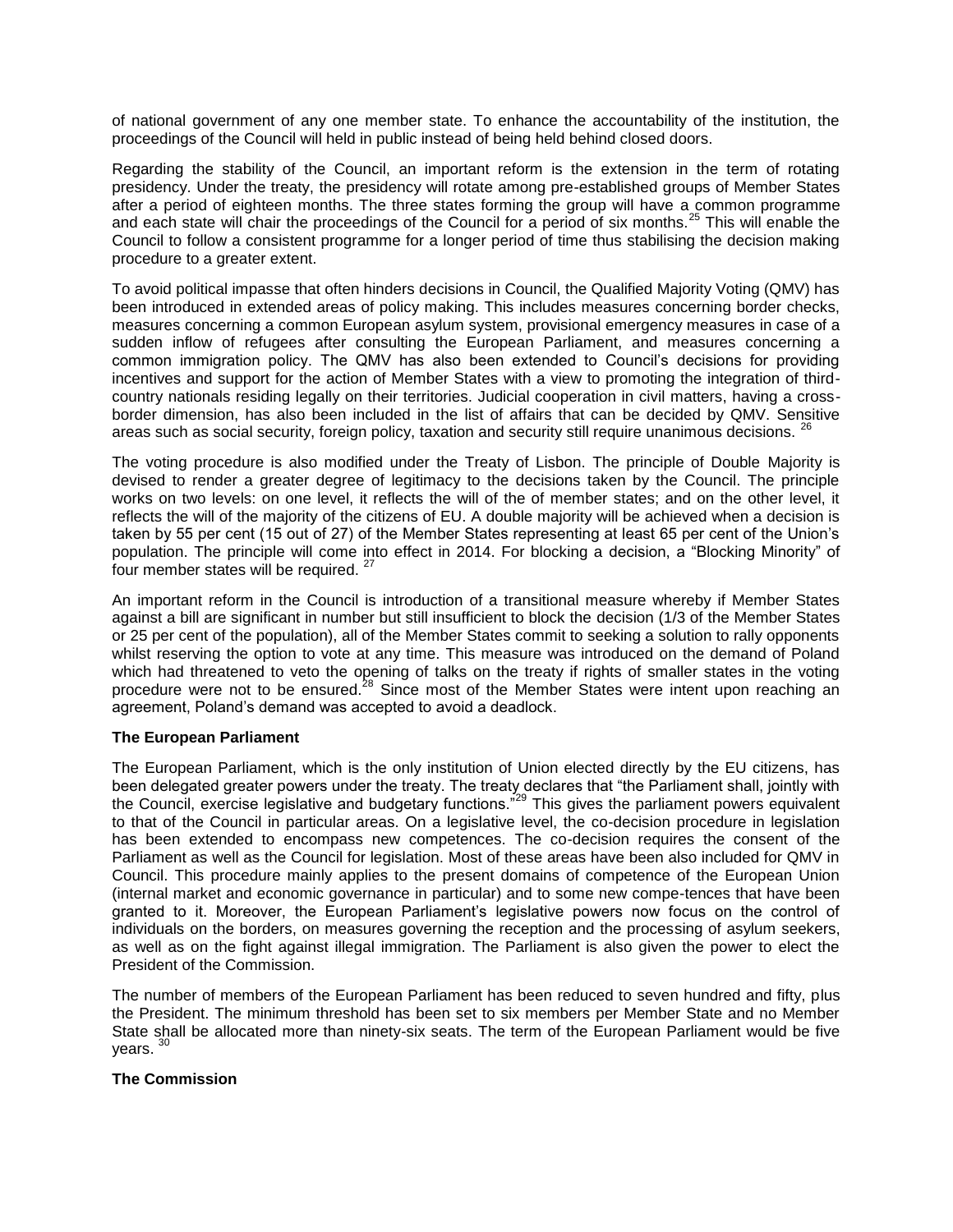of national government of any one member state. To enhance the accountability of the institution, the proceedings of the Council will held in public instead of being held behind closed doors.

Regarding the stability of the Council, an important reform is the extension in the term of rotating presidency. Under the treaty, the presidency will rotate among pre-established groups of Member States after a period of eighteen months. The three states forming the group will have a common programme and each state will chair the proceedings of the Council for a period of six months.[25] This will enable the Council to follow a consistent programme for a longer period of time thus stabilising the decision making procedure to a greater extent.

To avoid political impasse that often hinders decisions in Council, the Qualified Majority Voting (QMV) has been introduced in extended areas of policy making. This includes measures concerning border checks, measures concerning a common European asylum system, provisional emergency measures in case of a sudden inflow of refugees after consulting the European Parliament, and measures concerning a common immigration policy. The QMV has also been extended to Council's decisions for providing incentives and support for the action of Member States with a view to promoting the integration of third-country nationals residing legally on their territories. Judicial cooperation in civil matters, having a cross-border dimension, has also been included in the list of affairs that can be decided by QMV. Sensitive areas such as social security, foreign policy, taxation and security still require unanimous decisions. [26]

The voting procedure is also modified under the Treaty of Lisbon. The principle of Double Majority is devised to render a greater degree of legitimacy to the decisions taken by the Council. The principle works on two levels: on one level, it reflects the will of the of member states; and on the other level, it reflects the will of the majority of the citizens of EU. A double majority will be achieved when a decision is taken by 55 per cent (15 out of 27) of the Member States representing at least 65 per cent of the Union's population. The principle will come into effect in 2014. For blocking a decision, a "Blocking Minority" of four member states will be required. [27]

An important reform in the Council is introduction of a transitional measure whereby if Member States against a bill are significant in number but still insufficient to block the decision (1/3 of the Member States or 25 per cent of the population), all of the Member States commit to seeking a solution to rally opponents whilst reserving the option to vote at any time. This measure was introduced on the demand of Poland which had threatened to veto the opening of talks on the treaty if rights of smaller states in the voting procedure were not to be ensured.[28] Since most of the Member States were intent upon reaching an agreement, Poland's demand was accepted to avoid a deadlock.

**The European Parliament**

The European Parliament, which is the only institution of Union elected directly by the EU citizens, has been delegated greater powers under the treaty. The treaty declares that "the Parliament shall, jointly with the Council, exercise legislative and budgetary functions."[29] This gives the parliament powers equivalent to that of the Council in particular areas. On a legislative level, the co-decision procedure in legislation has been extended to encompass new competences. The co-decision requires the consent of the Parliament as well as the Council for legislation. Most of these areas have been also included for QMV in Council. This procedure mainly applies to the present domains of competence of the European Union (internal market and economic governance in particular) and to some new compe-tences that have been granted to it. Moreover, the European Parliament's legislative powers now focus on the control of individuals on the borders, on measures governing the reception and the processing of asylum seekers, as well as on the fight against illegal immigration. The Parliament is also given the power to elect the President of the Commission.

The number of members of the European Parliament has been reduced to seven hundred and fifty, plus the President. The minimum threshold has been set to six members per Member State and no Member State shall be allocated more than ninety-six seats. The term of the European Parliament would be five years. [30]

**The Commission**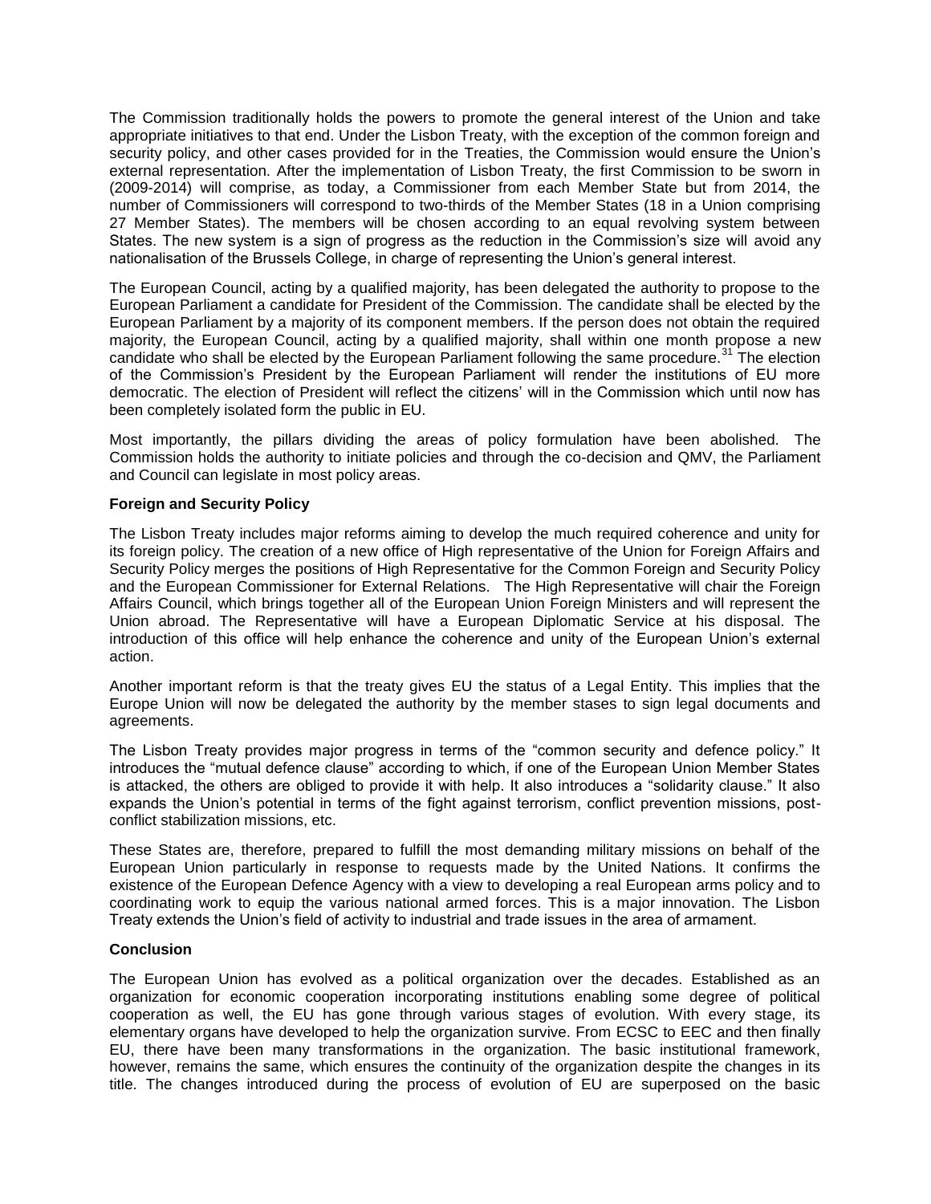The Commission traditionally holds the powers to promote the general interest of the Union and take appropriate initiatives to that end. Under the Lisbon Treaty, with the exception of the common foreign and security policy, and other cases provided for in the Treaties, the Commission would ensure the Union's external representation. After the implementation of Lisbon Treaty, the first Commission to be sworn in (2009-2014) will comprise, as today, a Commissioner from each Member State but from 2014, the number of Commissioners will correspond to two-thirds of the Member States (18 in a Union comprising 27 Member States). The members will be chosen according to an equal revolving system between States. The new system is a sign of progress as the reduction in the Commission's size will avoid any nationalisation of the Brussels College, in charge of representing the Union's general interest.

The European Council, acting by a qualified majority, has been delegated the authority to propose to the European Parliament a candidate for President of the Commission. The candidate shall be elected by the European Parliament by a majority of its component members. If the person does not obtain the required majority, the European Council, acting by a qualified majority, shall within one month propose a new candidate who shall be elected by the European Parliament following the same procedure.[31] The election of the Commission's President by the European Parliament will render the institutions of EU more democratic. The election of President will reflect the citizens' will in the Commission which until now has been completely isolated form the public in EU.

Most importantly, the pillars dividing the areas of policy formulation have been abolished. The Commission holds the authority to initiate policies and through the co-decision and QMV, the Parliament and Council can legislate in most policy areas.

**Foreign and Security Policy**

The Lisbon Treaty includes major reforms aiming to develop the much required coherence and unity for its foreign policy. The creation of a new office of High representative of the Union for Foreign Affairs and Security Policy merges the positions of High Representative for the Common Foreign and Security Policy and the European Commissioner for External Relations. The High Representative will chair the Foreign Affairs Council, which brings together all of the European Union Foreign Ministers and will represent the Union abroad. The Representative will have a European Diplomatic Service at his disposal. The introduction of this office will help enhance the coherence and unity of the European Union's external action.

Another important reform is that the treaty gives EU the status of a Legal Entity. This implies that the Europe Union will now be delegated the authority by the member stases to sign legal documents and agreements.

The Lisbon Treaty provides major progress in terms of the "common security and defence policy." It introduces the "mutual defence clause" according to which, if one of the European Union Member States is attacked, the others are obliged to provide it with help. It also introduces a "solidarity clause." It also expands the Union's potential in terms of the fight against terrorism, conflict prevention missions, post-conflict stabilization missions, etc.

These States are, therefore, prepared to fulfill the most demanding military missions on behalf of the European Union particularly in response to requests made by the United Nations. It confirms the existence of the European Defence Agency with a view to developing a real European arms policy and to coordinating work to equip the various national armed forces. This is a major innovation. The Lisbon Treaty extends the Union's field of activity to industrial and trade issues in the area of armament.

**Conclusion**

The European Union has evolved as a political organization over the decades. Established as an organization for economic cooperation incorporating institutions enabling some degree of political cooperation as well, the EU has gone through various stages of evolution. With every stage, its elementary organs have developed to help the organization survive. From ECSC to EEC and then finally EU, there have been many transformations in the organization. The basic institutional framework, however, remains the same, which ensures the continuity of the organization despite the changes in its title. The changes introduced during the process of evolution of EU are superposed on the basic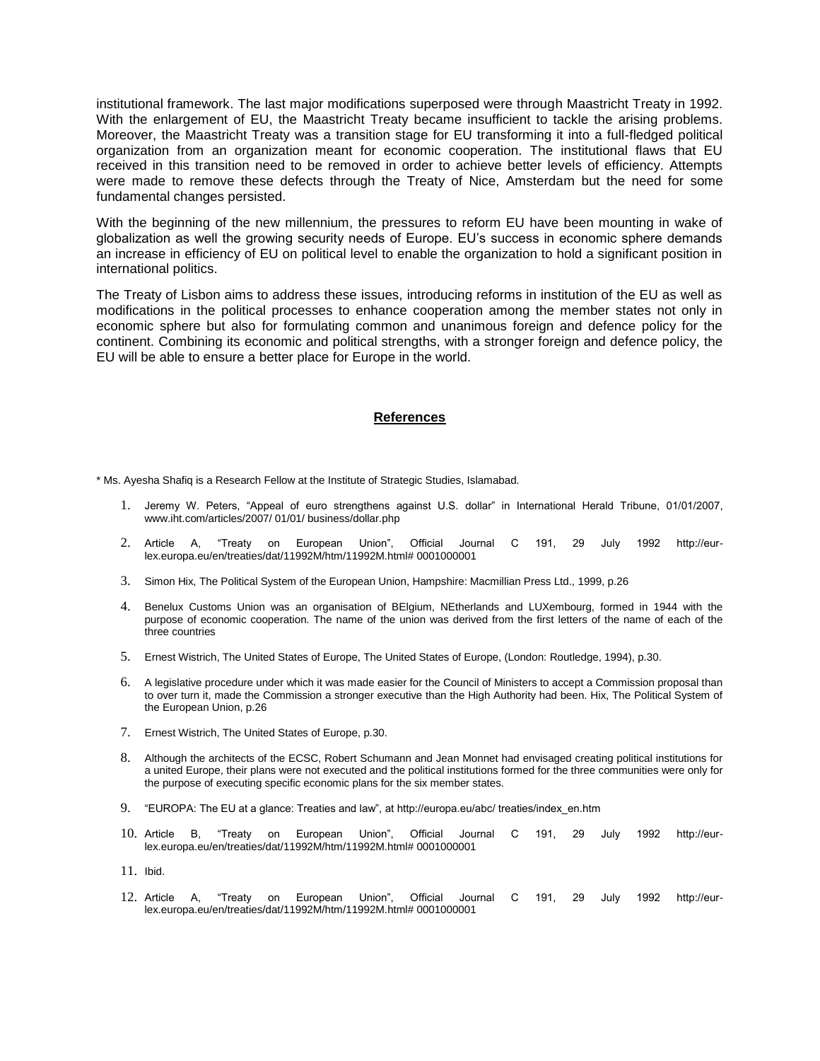institutional framework. The last major modifications superposed were through Maastricht Treaty in 1992. With the enlargement of EU, the Maastricht Treaty became insufficient to tackle the arising problems. Moreover, the Maastricht Treaty was a transition stage for EU transforming it into a full-fledged political organization from an organization meant for economic cooperation. The institutional flaws that EU received in this transition need to be removed in order to achieve better levels of efficiency. Attempts were made to remove these defects through the Treaty of Nice, Amsterdam but the need for some fundamental changes persisted.

With the beginning of the new millennium, the pressures to reform EU have been mounting in wake of globalization as well the growing security needs of Europe. EU's success in economic sphere demands an increase in efficiency of EU on political level to enable the organization to hold a significant position in international politics.

The Treaty of Lisbon aims to address these issues, introducing reforms in institution of the EU as well as modifications in the political processes to enhance cooperation among the member states not only in economic sphere but also for formulating common and unanimous foreign and defence policy for the continent. Combining its economic and political strengths, with a stronger foreign and defence policy, the EU will be able to ensure a better place for Europe in the world.

## References

\* Ms. Ayesha Shafiq is a Research Fellow at the Institute of Strategic Studies, Islamabad.

1. Jeremy W. Peters, "Appeal of euro strengthens against U.S. dollar" in International Herald Tribune, 01/01/2007, www.iht.com/articles/2007/ 01/01/ business/dollar.php
2. Article A, "Treaty on European Union", Official Journal C 191, 29 July 1992 http://eur-lex.europa.eu/en/treaties/dat/11992M/htm/11992M.html# 0001000001
3. Simon Hix, The Political System of the European Union, Hampshire: Macmillian Press Ltd., 1999, p.26
4. Benelux Customs Union was an organisation of BElgium, NEtherlands and LUXembourg, formed in 1944 with the purpose of economic cooperation. The name of the union was derived from the first letters of the name of each of the three countries
5. Ernest Wistrich, The United States of Europe, The United States of Europe, (London: Routledge, 1994), p.30.
6. A legislative procedure under which it was made easier for the Council of Ministers to accept a Commission proposal than to over turn it, made the Commission a stronger executive than the High Authority had been. Hix, The Political System of the European Union, p.26
7. Ernest Wistrich, The United States of Europe, p.30.
8. Although the architects of the ECSC, Robert Schumann and Jean Monnet had envisaged creating political institutions for a united Europe, their plans were not executed and the political institutions formed for the three communities were only for the purpose of executing specific economic plans for the six member states.
9. "EUROPA: The EU at a glance: Treaties and law", at http://europa.eu/abc/ treaties/index_en.htm
10. Article B, "Treaty on European Union", Official Journal C 191, 29 July 1992 http://eur-lex.europa.eu/en/treaties/dat/11992M/htm/11992M.html# 0001000001
11. Ibid.
12. Article A, "Treaty on European Union", Official Journal C 191, 29 July 1992 http://eur-lex.europa.eu/en/treaties/dat/11992M/htm/11992M.html# 0001000001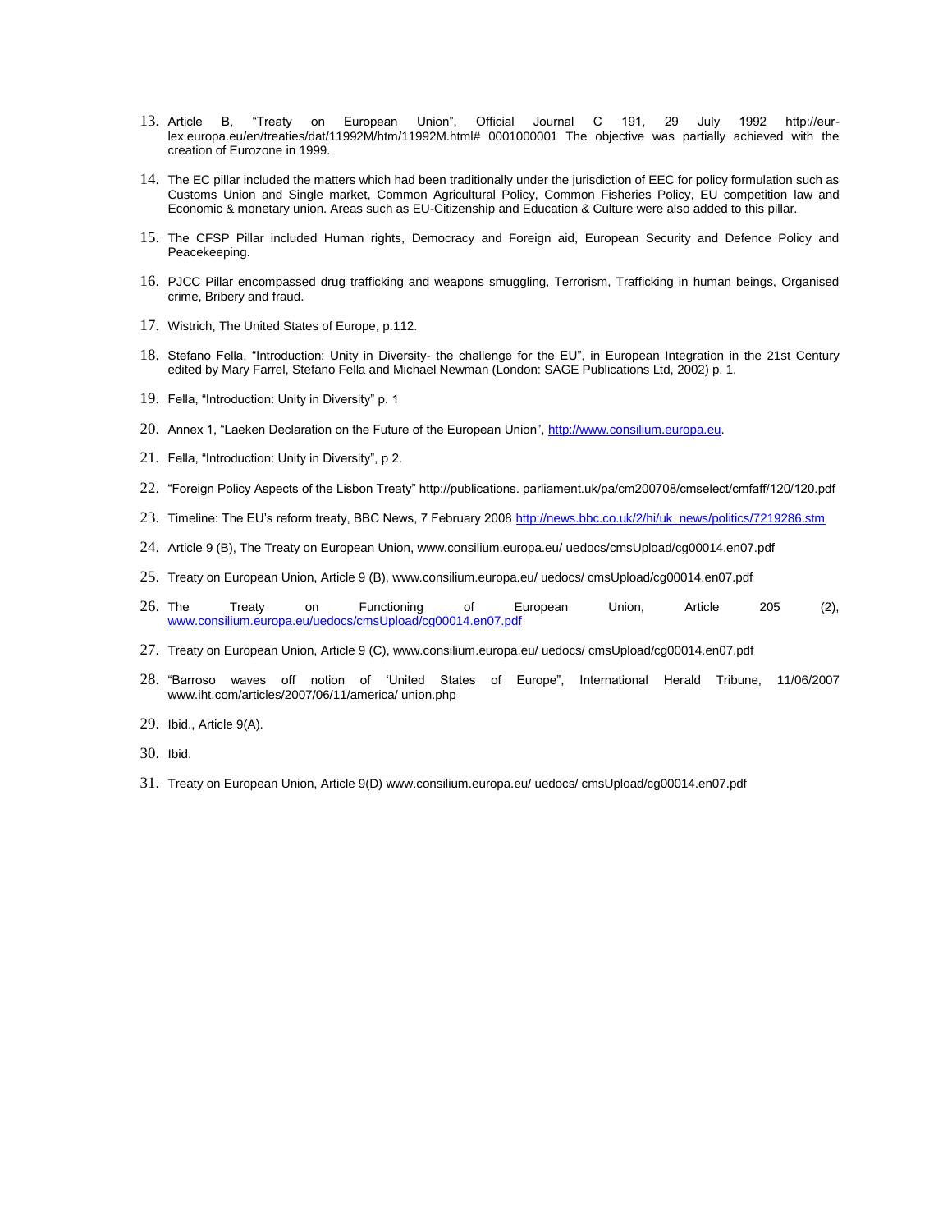13. Article B, "Treaty on European Union", Official Journal C 191, 29 July 1992 http://eur-lex.europa.eu/en/treaties/dat/11992M/htm/11992M.html# 0001000001 The objective was partially achieved with the creation of Eurozone in 1999.

14. The EC pillar included the matters which had been traditionally under the jurisdiction of EEC for policy formulation such as Customs Union and Single market, Common Agricultural Policy, Common Fisheries Policy, EU competition law and Economic & monetary union. Areas such as EU-Citizenship and Education & Culture were also added to this pillar.

15. The CFSP Pillar included Human rights, Democracy and Foreign aid, European Security and Defence Policy and Peacekeeping.

16. PJCC Pillar encompassed drug trafficking and weapons smuggling, Terrorism, Trafficking in human beings, Organised crime, Bribery and fraud.

17. Wistrich, The United States of Europe, p.112.

18. Stefano Fella, "Introduction: Unity in Diversity- the challenge for the EU", in European Integration in the 21st Century edited by Mary Farrel, Stefano Fella and Michael Newman (London: SAGE Publications Ltd, 2002) p. 1.

19. Fella, "Introduction: Unity in Diversity" p. 1

20. Annex 1, "Laeken Declaration on the Future of the European Union", http://www.consilium.europa.eu.

21. Fella, "Introduction: Unity in Diversity", p 2.

22. "Foreign Policy Aspects of the Lisbon Treaty" http://publications. parliament.uk/pa/cm200708/cmselect/cmfaff/120/120.pdf

23. Timeline: The EU's reform treaty, BBC News, 7 February 2008 http://news.bbc.co.uk/2/hi/uk_news/politics/7219286.stm

24. Article 9 (B), The Treaty on European Union, www.consilium.europa.eu/ uedocs/cmsUpload/cg00014.en07.pdf

25. Treaty on European Union, Article 9 (B), www.consilium.europa.eu/ uedocs/ cmsUpload/cg00014.en07.pdf

26. The Treaty on Functioning of European Union, Article 205 (2), www.consilium.europa.eu/uedocs/cmsUpload/cg00014.en07.pdf

27. Treaty on European Union, Article 9 (C), www.consilium.europa.eu/ uedocs/ cmsUpload/cg00014.en07.pdf

28. "Barroso waves off notion of 'United States of Europe", International Herald Tribune, 11/06/2007 www.iht.com/articles/2007/06/11/america/ union.php

29. Ibid., Article 9(A).

30. Ibid.

31. Treaty on European Union, Article 9(D) www.consilium.europa.eu/ uedocs/ cmsUpload/cg00014.en07.pdf